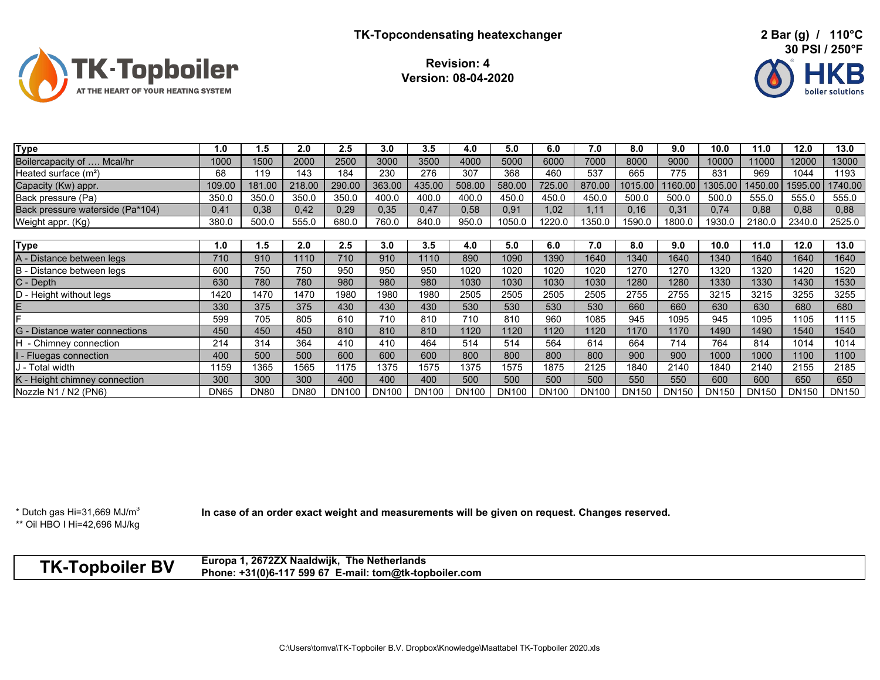# TK-Topcondensating heatexchanger

**Revision: 4**
**Version: 08-04-2020**

**2 Bar (g) / 110°C**
**30 PSI / 250°F**

| Type | 1.0 | 1.5 | 2.0 | 2.5 | 3.0 | 3.5 | 4.0 | 5.0 | 6.0 | 7.0 | 8.0 | 9.0 | 10.0 | 11.0 | 12.0 | 13.0 |
|---|---|---|---|---|---|---|---|---|---|---|---|---|---|---|---|---|
| Boilercapacity of …. Mcal/hr | 1000 | 1500 | 2000 | 2500 | 3000 | 3500 | 4000 | 5000 | 6000 | 7000 | 8000 | 9000 | 10000 | 11000 | 12000 | 13000 |
| Heated surface (m²) | 68 | 119 | 143 | 184 | 230 | 276 | 307 | 368 | 460 | 537 | 665 | 775 | 831 | 969 | 1044 | 1193 |
| Capacity (Kw) appr. | 109.00 | 181.00 | 218.00 | 290.00 | 363.00 | 435.00 | 508.00 | 580.00 | 725.00 | 870.00 | 1015.00 | 1160.00 | 1305.00 | 1450.00 | 1595.00 | 1740.00 |
| Back pressure (Pa) | 350.0 | 350.0 | 350.0 | 350.0 | 400.0 | 400.0 | 400.0 | 450.0 | 450.0 | 450.0 | 500.0 | 500.0 | 500.0 | 555.0 | 555.0 | 555.0 |
| Back pressure waterside (Pa*104) | 0,41 | 0,38 | 0,42 | 0,29 | 0,35 | 0,47 | 0,58 | 0,91 | 1,02 | 1,11 | 0,16 | 0,31 | 0,74 | 0,88 | 0,88 | 0,88 |
| Weight appr. (Kg) | 380.0 | 500.0 | 555.0 | 680.0 | 760.0 | 840.0 | 950.0 | 1050.0 | 1220.0 | 1350.0 | 1590.0 | 1800.0 | 1930.0 | 2180.0 | 2340.0 | 2525.0 |

| Type | 1.0 | 1.5 | 2.0 | 2.5 | 3.0 | 3.5 | 4.0 | 5.0 | 6.0 | 7.0 | 8.0 | 9.0 | 10.0 | 11.0 | 12.0 | 13.0 |
|---|---|---|---|---|---|---|---|---|---|---|---|---|---|---|---|---|
| A - Distance between legs | 710 | 910 | 1110 | 710 | 910 | 1110 | 890 | 1090 | 1390 | 1640 | 1340 | 1640 | 1340 | 1640 | 1640 | 1640 |
| B - Distance between legs | 600 | 750 | 750 | 950 | 950 | 950 | 1020 | 1020 | 1020 | 1020 | 1270 | 1270 | 1320 | 1320 | 1420 | 1520 |
| C - Depth | 630 | 780 | 780 | 980 | 980 | 980 | 1030 | 1030 | 1030 | 1030 | 1280 | 1280 | 1330 | 1330 | 1430 | 1530 |
| D - Height without legs | 1420 | 1470 | 1470 | 1980 | 1980 | 1980 | 2505 | 2505 | 2505 | 2505 | 2755 | 2755 | 3215 | 3215 | 3255 | 3255 |
| E | 330 | 375 | 375 | 430 | 430 | 430 | 530 | 530 | 530 | 530 | 660 | 660 | 630 | 630 | 680 | 680 |
| F | 599 | 705 | 805 | 610 | 710 | 810 | 710 | 810 | 960 | 1085 | 945 | 1095 | 945 | 1095 | 1105 | 1115 |
| G - Distance water connections | 450 | 450 | 450 | 810 | 810 | 810 | 1120 | 1120 | 1120 | 1120 | 1170 | 1170 | 1490 | 1490 | 1540 | 1540 |
| H - Chimney connection | 214 | 314 | 364 | 410 | 410 | 464 | 514 | 514 | 564 | 614 | 664 | 714 | 764 | 814 | 1014 | 1014 |
| I - Fluegas connection | 400 | 500 | 500 | 600 | 600 | 600 | 800 | 800 | 800 | 800 | 900 | 900 | 1000 | 1000 | 1100 | 1100 |
| J - Total width | 1159 | 1365 | 1565 | 1175 | 1375 | 1575 | 1375 | 1575 | 1875 | 2125 | 1840 | 2140 | 1840 | 2140 | 2155 | 2185 |
| K - Height chimney connection | 300 | 300 | 300 | 400 | 400 | 400 | 500 | 500 | 500 | 500 | 550 | 550 | 600 | 600 | 650 | 650 |
| Nozzle N1 / N2 (PN6) | DN65 | DN80 | DN80 | DN100 | DN100 | DN100 | DN100 | DN100 | DN100 | DN100 | DN150 | DN150 | DN150 | DN150 | DN150 | DN150 |

* Dutch gas Hi=31,669 MJ/m³
** Oil HBO I Hi=42,696 MJ/kg

**In case of an order exact weight and measurements will be given on request. Changes reserved.**

**TK-Topboiler BV**

**Europa 1, 2672ZX Naaldwijk, The Netherlands**
**Phone: +31(0)6-117 599 67 E-mail: tom@tk-topboiler.com**

C:\Users\tomva\TK-Topboiler B.V. Dropbox\Knowledge\Maattabel TK-Topboiler 2020.xls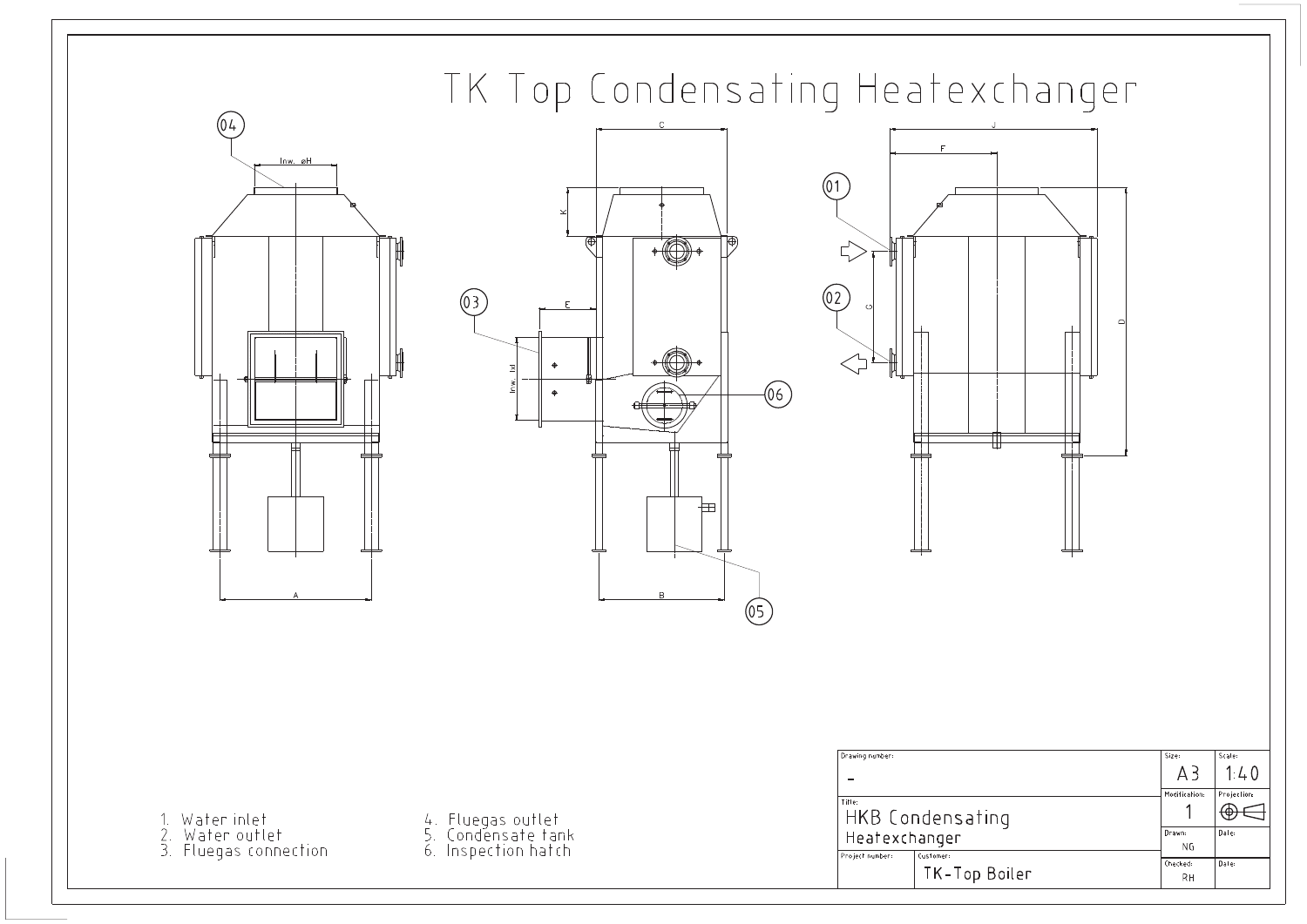# TK Top Condensating Heatexchanger

1. Water inlet
2. Water outlet
3. Fluegas connection
4. Fluegas outlet
5. Condensate tank
6. Inspection hatch

| | | | |
|---|---|---|---|
| Drawing number: - | | Size: A3 | Scale: 1:40 |
| Title: HKB Condensating Heatexchanger | | Modification: 1 | Projection: |
| | | Drawn: NG | Date: |
| Project number: | Customer: TK-Top Boiler | Checked: RH | Date: |